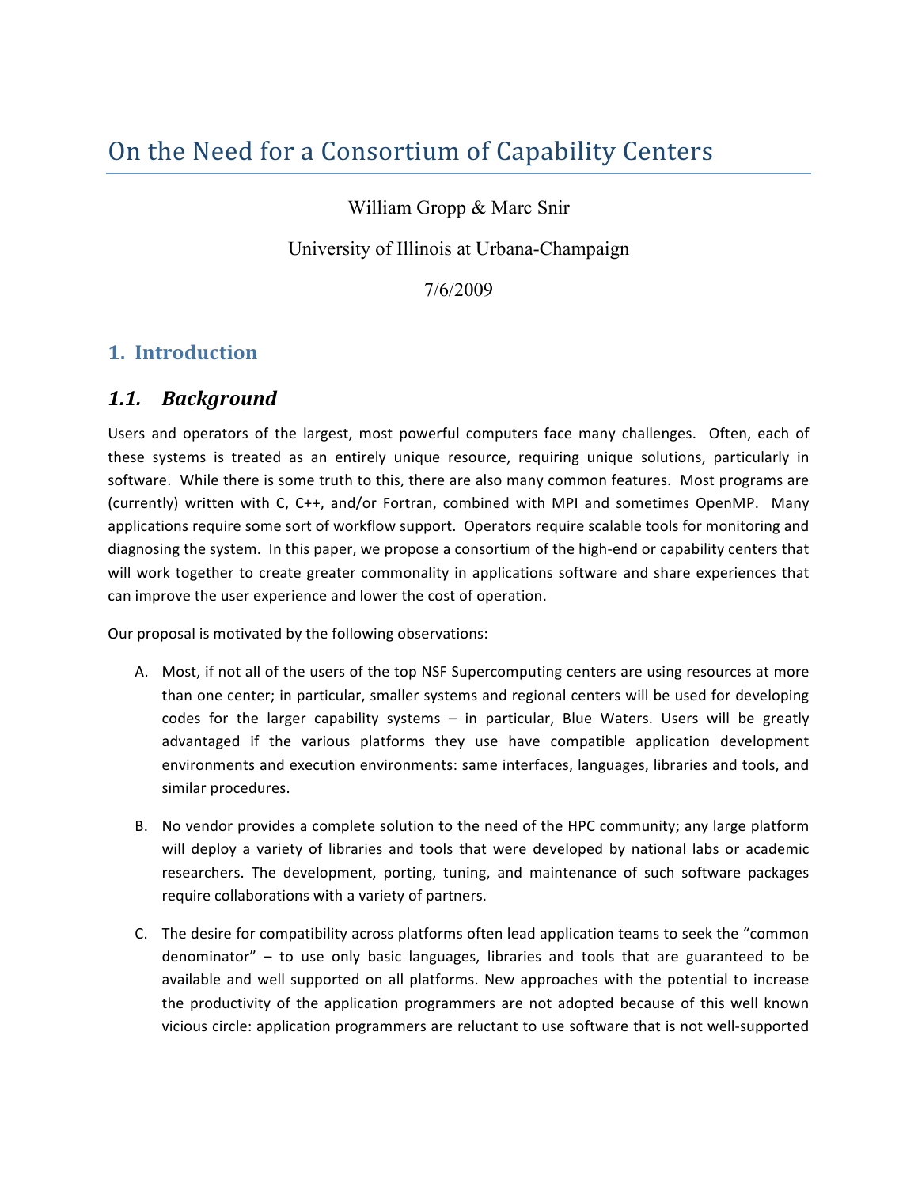# On the Need for a Consortium of Capability Centers

William Gropp & Marc Snir

University of Illinois at Urbana-Champaign

7/6/2009

## 1. Introduction

### *1.1. Background*

Users and operators of the largest, most powerful computers face many challenges. Often, each of these systems is treated as an entirely unique resource, requiring unique solutions, particularly in software. While there is some truth to this, there are also many common features. Most programs are (currently) written with C, C++, and/or Fortran, combined with MPI and sometimes OpenMP. Many applications require some sort of workflow support. Operators require scalable tools for monitoring and diagnosing the system. In this paper, we propose a consortium of the high-end or capability centers that will work together to create greater commonality in applications software and share experiences that can improve the user experience and lower the cost of operation.

Our proposal is motivated by the following observations:

A. Most, if not all of the users of the top NSF Supercomputing centers are using resources at more than one center; in particular, smaller systems and regional centers will be used for developing codes for the larger capability systems – in particular, Blue Waters. Users will be greatly advantaged if the various platforms they use have compatible application development environments and execution environments: same interfaces, languages, libraries and tools, and similar procedures.

B. No vendor provides a complete solution to the need of the HPC community; any large platform will deploy a variety of libraries and tools that were developed by national labs or academic researchers. The development, porting, tuning, and maintenance of such software packages require collaborations with a variety of partners.

C. The desire for compatibility across platforms often lead application teams to seek the "common denominator" – to use only basic languages, libraries and tools that are guaranteed to be available and well supported on all platforms. New approaches with the potential to increase the productivity of the application programmers are not adopted because of this well known vicious circle: application programmers are reluctant to use software that is not well-supported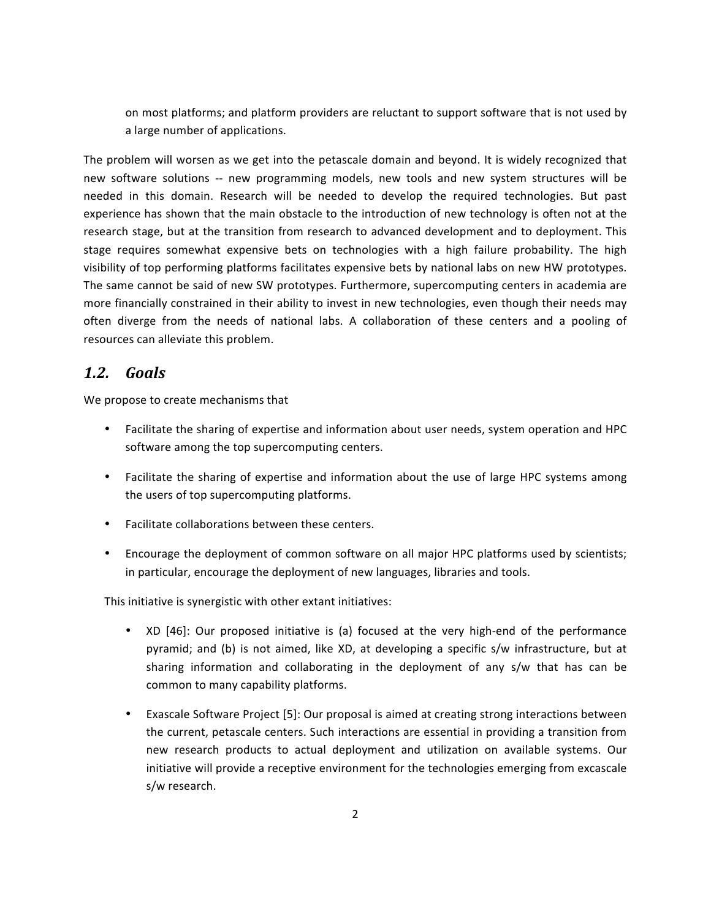on most platforms; and platform providers are reluctant to support software that is not used by a large number of applications.

The problem will worsen as we get into the petascale domain and beyond. It is widely recognized that new software solutions -- new programming models, new tools and new system structures will be needed in this domain. Research will be needed to develop the required technologies. But past experience has shown that the main obstacle to the introduction of new technology is often not at the research stage, but at the transition from research to advanced development and to deployment. This stage requires somewhat expensive bets on technologies with a high failure probability. The high visibility of top performing platforms facilitates expensive bets by national labs on new HW prototypes. The same cannot be said of new SW prototypes. Furthermore, supercomputing centers in academia are more financially constrained in their ability to invest in new technologies, even though their needs may often diverge from the needs of national labs. A collaboration of these centers and a pooling of resources can alleviate this problem.

## *1.2. Goals*

We propose to create mechanisms that

- Facilitate the sharing of expertise and information about user needs, system operation and HPC software among the top supercomputing centers.
- Facilitate the sharing of expertise and information about the use of large HPC systems among the users of top supercomputing platforms.
- Facilitate collaborations between these centers.
- Encourage the deployment of common software on all major HPC platforms used by scientists; in particular, encourage the deployment of new languages, libraries and tools.

This initiative is synergistic with other extant initiatives:

- XD [46]: Our proposed initiative is (a) focused at the very high-end of the performance pyramid; and (b) is not aimed, like XD, at developing a specific s/w infrastructure, but at sharing information and collaborating in the deployment of any s/w that has can be common to many capability platforms.
- Exascale Software Project [5]: Our proposal is aimed at creating strong interactions between the current, petascale centers. Such interactions are essential in providing a transition from new research products to actual deployment and utilization on available systems. Our initiative will provide a receptive environment for the technologies emerging from excascale s/w research.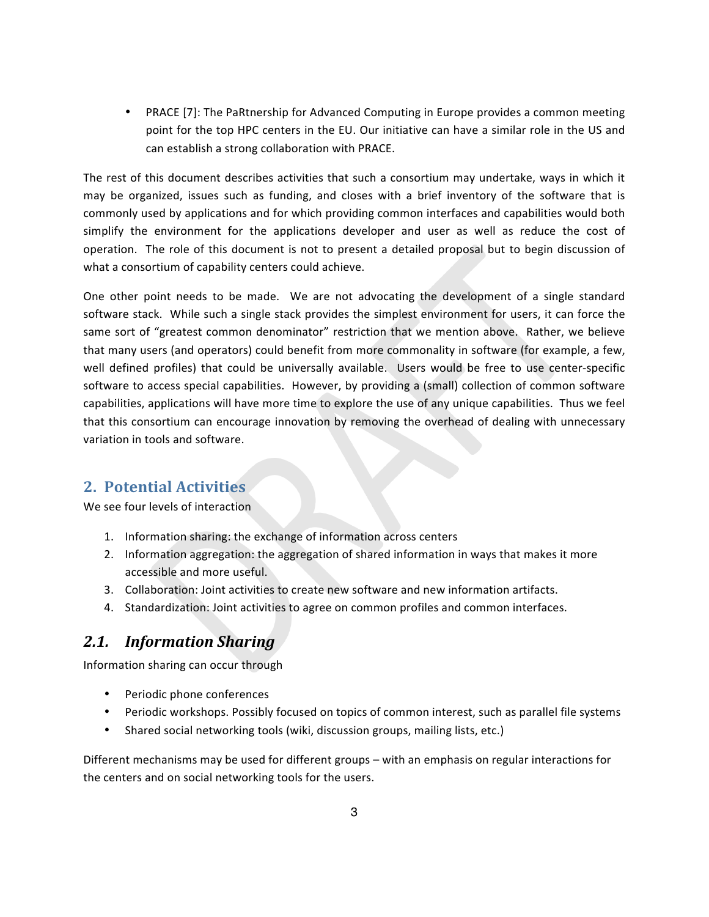- PRACE [7]: The PaRtnership for Advanced Computing in Europe provides a common meeting point for the top HPC centers in the EU. Our initiative can have a similar role in the US and can establish a strong collaboration with PRACE.

The rest of this document describes activities that such a consortium may undertake, ways in which it may be organized, issues such as funding, and closes with a brief inventory of the software that is commonly used by applications and for which providing common interfaces and capabilities would both simplify the environment for the applications developer and user as well as reduce the cost of operation. The role of this document is not to present a detailed proposal but to begin discussion of what a consortium of capability centers could achieve.

One other point needs to be made. We are not advocating the development of a single standard software stack. While such a single stack provides the simplest environment for users, it can force the same sort of "greatest common denominator" restriction that we mention above. Rather, we believe that many users (and operators) could benefit from more commonality in software (for example, a few, well defined profiles) that could be universally available. Users would be free to use center-specific software to access special capabilities. However, by providing a (small) collection of common software capabilities, applications will have more time to explore the use of any unique capabilities. Thus we feel that this consortium can encourage innovation by removing the overhead of dealing with unnecessary variation in tools and software.

## 2. Potential Activities

We see four levels of interaction

1. Information sharing: the exchange of information across centers
2. Information aggregation: the aggregation of shared information in ways that makes it more accessible and more useful.
3. Collaboration: Joint activities to create new software and new information artifacts.
4. Standardization: Joint activities to agree on common profiles and common interfaces.

### *2.1. Information Sharing*

Information sharing can occur through

- Periodic phone conferences
- Periodic workshops. Possibly focused on topics of common interest, such as parallel file systems
- Shared social networking tools (wiki, discussion groups, mailing lists, etc.)

Different mechanisms may be used for different groups – with an emphasis on regular interactions for the centers and on social networking tools for the users.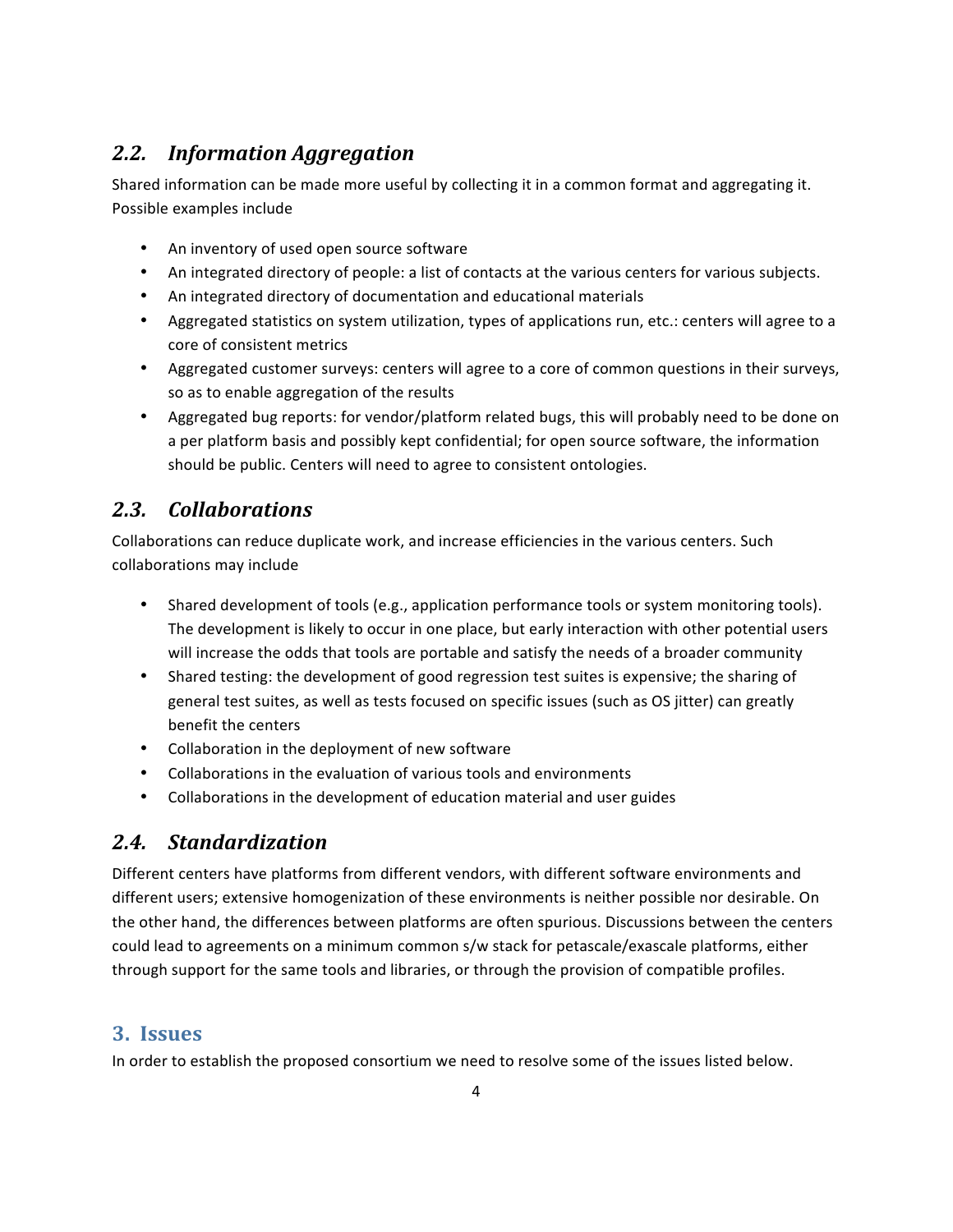## *2.2. Information Aggregation*

Shared information can be made more useful by collecting it in a common format and aggregating it. Possible examples include

- An inventory of used open source software
- An integrated directory of people: a list of contacts at the various centers for various subjects.
- An integrated directory of documentation and educational materials
- Aggregated statistics on system utilization, types of applications run, etc.: centers will agree to a core of consistent metrics
- Aggregated customer surveys: centers will agree to a core of common questions in their surveys, so as to enable aggregation of the results
- Aggregated bug reports: for vendor/platform related bugs, this will probably need to be done on a per platform basis and possibly kept confidential; for open source software, the information should be public. Centers will need to agree to consistent ontologies.

## *2.3. Collaborations*

Collaborations can reduce duplicate work, and increase efficiencies in the various centers. Such collaborations may include

- Shared development of tools (e.g., application performance tools or system monitoring tools). The development is likely to occur in one place, but early interaction with other potential users will increase the odds that tools are portable and satisfy the needs of a broader community
- Shared testing: the development of good regression test suites is expensive; the sharing of general test suites, as well as tests focused on specific issues (such as OS jitter) can greatly benefit the centers
- Collaboration in the deployment of new software
- Collaborations in the evaluation of various tools and environments
- Collaborations in the development of education material and user guides

## *2.4. Standardization*

Different centers have platforms from different vendors, with different software environments and different users; extensive homogenization of these environments is neither possible nor desirable. On the other hand, the differences between platforms are often spurious. Discussions between the centers could lead to agreements on a minimum common s/w stack for petascale/exascale platforms, either through support for the same tools and libraries, or through the provision of compatible profiles.

# 3. Issues

In order to establish the proposed consortium we need to resolve some of the issues listed below.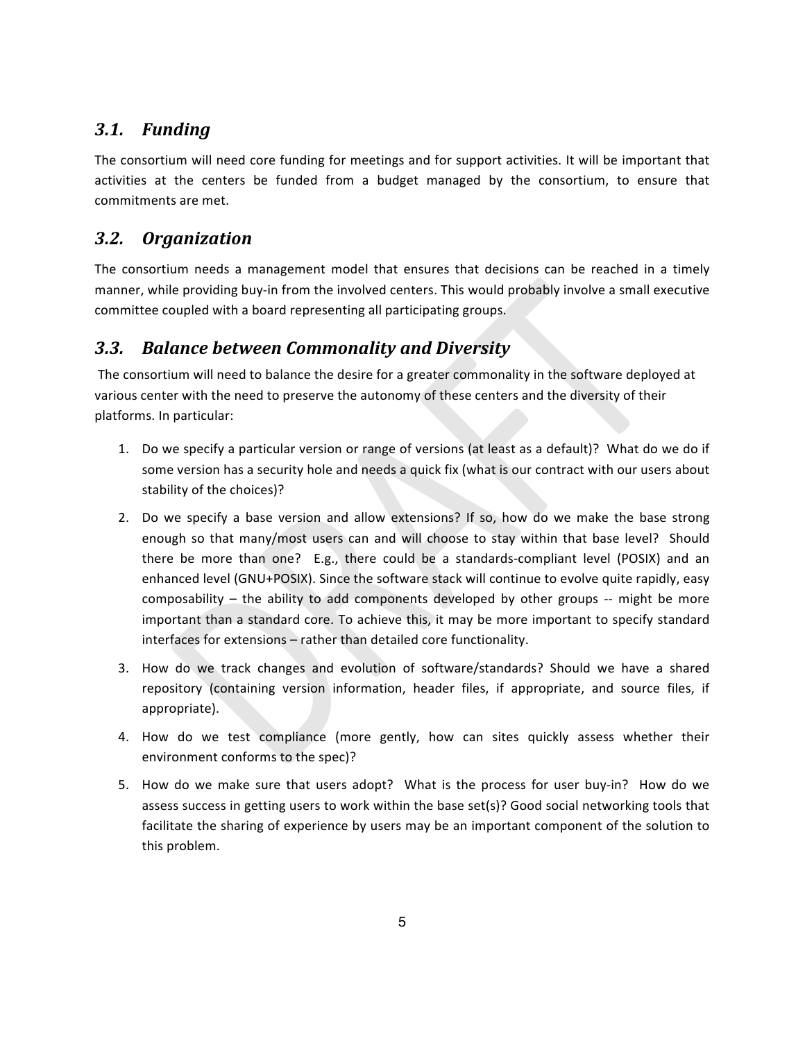## *3.1. Funding*

The consortium will need core funding for meetings and for support activities. It will be important that activities at the centers be funded from a budget managed by the consortium, to ensure that commitments are met.

## *3.2. Organization*

The consortium needs a management model that ensures that decisions can be reached in a timely manner, while providing buy-in from the involved centers. This would probably involve a small executive committee coupled with a board representing all participating groups.

## *3.3. Balance between Commonality and Diversity*

The consortium will need to balance the desire for a greater commonality in the software deployed at various center with the need to preserve the autonomy of these centers and the diversity of their platforms. In particular:

1. Do we specify a particular version or range of versions (at least as a default)? What do we do if some version has a security hole and needs a quick fix (what is our contract with our users about stability of the choices)?
2. Do we specify a base version and allow extensions? If so, how do we make the base strong enough so that many/most users can and will choose to stay within that base level? Should there be more than one? E.g., there could be a standards-compliant level (POSIX) and an enhanced level (GNU+POSIX). Since the software stack will continue to evolve quite rapidly, easy composability – the ability to add components developed by other groups -- might be more important than a standard core. To achieve this, it may be more important to specify standard interfaces for extensions – rather than detailed core functionality.
3. How do we track changes and evolution of software/standards? Should we have a shared repository (containing version information, header files, if appropriate, and source files, if appropriate).
4. How do we test compliance (more gently, how can sites quickly assess whether their environment conforms to the spec)?
5. How do we make sure that users adopt? What is the process for user buy-in? How do we assess success in getting users to work within the base set(s)? Good social networking tools that facilitate the sharing of experience by users may be an important component of the solution to this problem.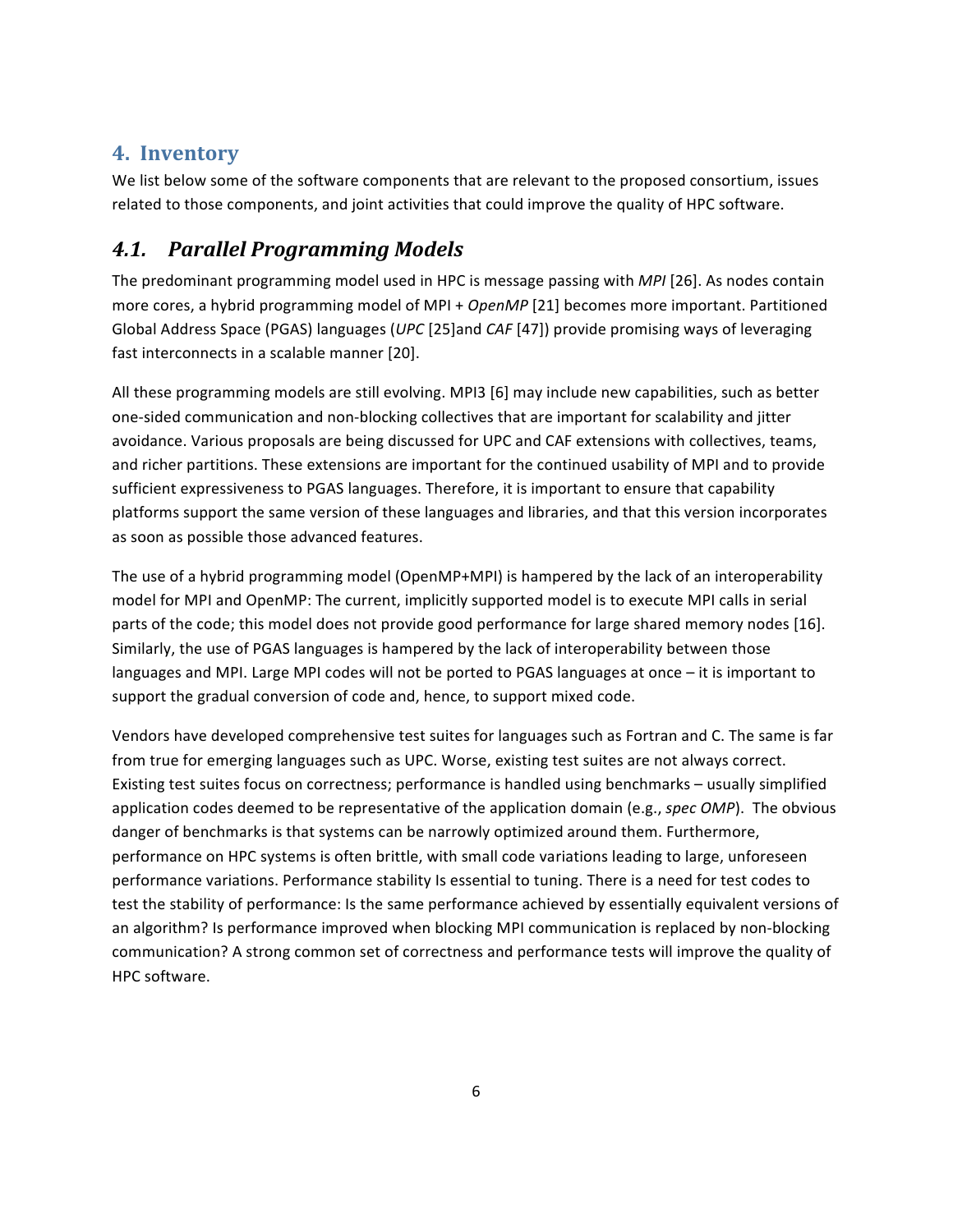## 4. Inventory

We list below some of the software components that are relevant to the proposed consortium, issues related to those components, and joint activities that could improve the quality of HPC software.

### *4.1. Parallel Programming Models*

The predominant programming model used in HPC is message passing with *MPI* [26]. As nodes contain more cores, a hybrid programming model of MPI + *OpenMP* [21] becomes more important. Partitioned Global Address Space (PGAS) languages (*UPC* [25]and *CAF* [47]) provide promising ways of leveraging fast interconnects in a scalable manner [20].

All these programming models are still evolving. MPI3 [6] may include new capabilities, such as better one-sided communication and non-blocking collectives that are important for scalability and jitter avoidance. Various proposals are being discussed for UPC and CAF extensions with collectives, teams, and richer partitions. These extensions are important for the continued usability of MPI and to provide sufficient expressiveness to PGAS languages. Therefore, it is important to ensure that capability platforms support the same version of these languages and libraries, and that this version incorporates as soon as possible those advanced features.

The use of a hybrid programming model (OpenMP+MPI) is hampered by the lack of an interoperability model for MPI and OpenMP: The current, implicitly supported model is to execute MPI calls in serial parts of the code; this model does not provide good performance for large shared memory nodes [16]. Similarly, the use of PGAS languages is hampered by the lack of interoperability between those languages and MPI. Large MPI codes will not be ported to PGAS languages at once – it is important to support the gradual conversion of code and, hence, to support mixed code.

Vendors have developed comprehensive test suites for languages such as Fortran and C. The same is far from true for emerging languages such as UPC. Worse, existing test suites are not always correct. Existing test suites focus on correctness; performance is handled using benchmarks – usually simplified application codes deemed to be representative of the application domain (e.g., *spec OMP*). The obvious danger of benchmarks is that systems can be narrowly optimized around them. Furthermore, performance on HPC systems is often brittle, with small code variations leading to large, unforeseen performance variations. Performance stability Is essential to tuning. There is a need for test codes to test the stability of performance: Is the same performance achieved by essentially equivalent versions of an algorithm? Is performance improved when blocking MPI communication is replaced by non-blocking communication? A strong common set of correctness and performance tests will improve the quality of HPC software.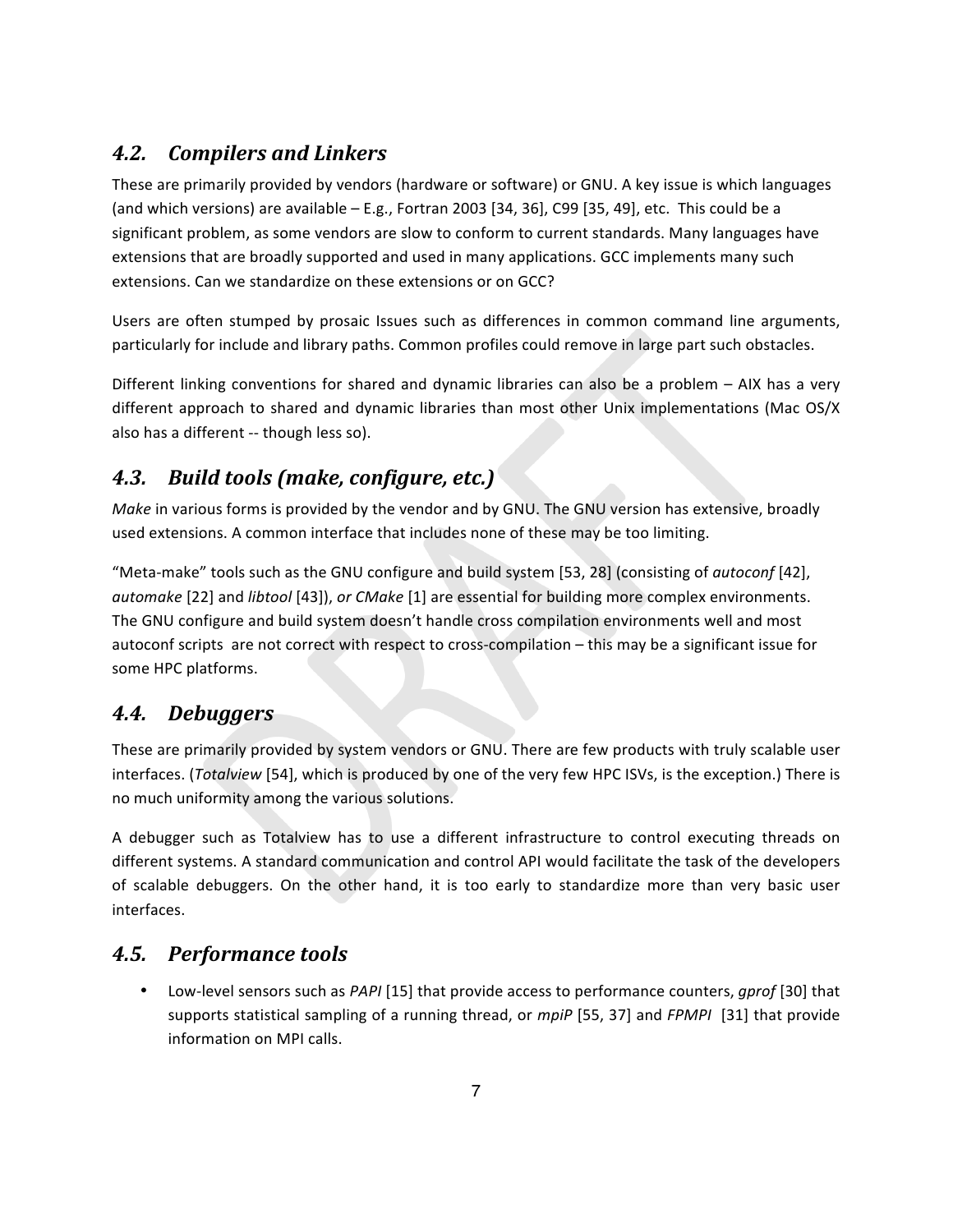## *4.2. Compilers and Linkers*

These are primarily provided by vendors (hardware or software) or GNU. A key issue is which languages (and which versions) are available – E.g., Fortran 2003 [34, 36], C99 [35, 49], etc. This could be a significant problem, as some vendors are slow to conform to current standards. Many languages have extensions that are broadly supported and used in many applications. GCC implements many such extensions. Can we standardize on these extensions or on GCC?

Users are often stumped by prosaic Issues such as differences in common command line arguments, particularly for include and library paths. Common profiles could remove in large part such obstacles.

Different linking conventions for shared and dynamic libraries can also be a problem – AIX has a very different approach to shared and dynamic libraries than most other Unix implementations (Mac OS/X also has a different -- though less so).

## *4.3. Build tools (make, configure, etc.)*

*Make* in various forms is provided by the vendor and by GNU. The GNU version has extensive, broadly used extensions. A common interface that includes none of these may be too limiting.

"Meta-make" tools such as the GNU configure and build system [53, 28] (consisting of *autoconf* [42], *automake* [22] and *libtool* [43]), *or CMake* [1] are essential for building more complex environments. The GNU configure and build system doesn't handle cross compilation environments well and most autoconf scripts are not correct with respect to cross-compilation – this may be a significant issue for some HPC platforms.

## *4.4. Debuggers*

These are primarily provided by system vendors or GNU. There are few products with truly scalable user interfaces. (*Totalview* [54], which is produced by one of the very few HPC ISVs, is the exception.) There is no much uniformity among the various solutions.

A debugger such as Totalview has to use a different infrastructure to control executing threads on different systems. A standard communication and control API would facilitate the task of the developers of scalable debuggers. On the other hand, it is too early to standardize more than very basic user interfaces.

## *4.5. Performance tools*

- Low-level sensors such as *PAPI* [15] that provide access to performance counters, *gprof* [30] that supports statistical sampling of a running thread, or *mpiP* [55, 37] and *FPMPI* [31] that provide information on MPI calls.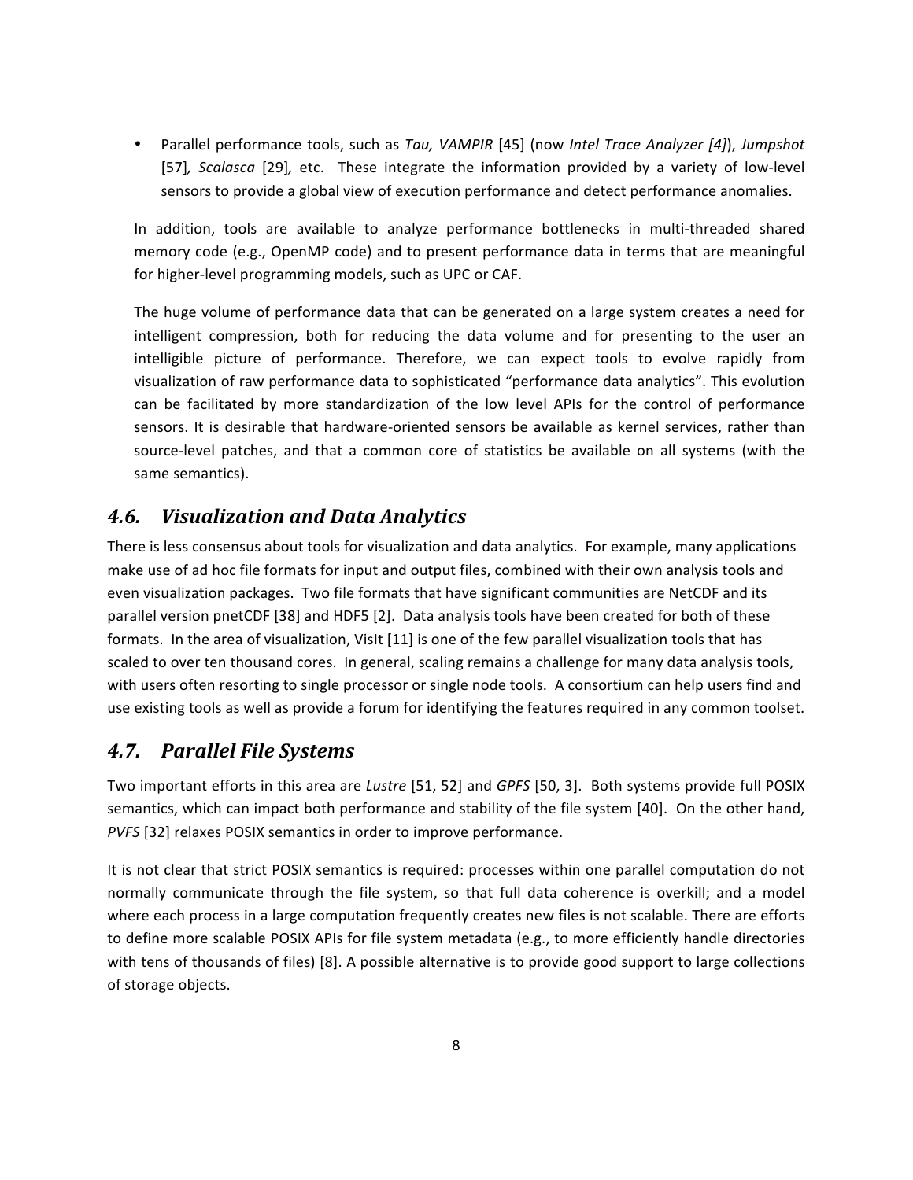- Parallel performance tools, such as *Tau, VAMPIR* [45] (now *Intel Trace Analyzer [4]*), *Jumpshot* [57], *Scalasca* [29], etc. These integrate the information provided by a variety of low-level sensors to provide a global view of execution performance and detect performance anomalies.

In addition, tools are available to analyze performance bottlenecks in multi-threaded shared memory code (e.g., OpenMP code) and to present performance data in terms that are meaningful for higher-level programming models, such as UPC or CAF.

The huge volume of performance data that can be generated on a large system creates a need for intelligent compression, both for reducing the data volume and for presenting to the user an intelligible picture of performance. Therefore, we can expect tools to evolve rapidly from visualization of raw performance data to sophisticated "performance data analytics". This evolution can be facilitated by more standardization of the low level APIs for the control of performance sensors. It is desirable that hardware-oriented sensors be available as kernel services, rather than source-level patches, and that a common core of statistics be available on all systems (with the same semantics).

## *4.6. Visualization and Data Analytics*

There is less consensus about tools for visualization and data analytics. For example, many applications make use of ad hoc file formats for input and output files, combined with their own analysis tools and even visualization packages. Two file formats that have significant communities are NetCDF and its parallel version pnetCDF [38] and HDF5 [2]. Data analysis tools have been created for both of these formats. In the area of visualization, VisIt [11] is one of the few parallel visualization tools that has scaled to over ten thousand cores. In general, scaling remains a challenge for many data analysis tools, with users often resorting to single processor or single node tools. A consortium can help users find and use existing tools as well as provide a forum for identifying the features required in any common toolset.

## *4.7. Parallel File Systems*

Two important efforts in this area are *Lustre* [51, 52] and *GPFS* [50, 3]. Both systems provide full POSIX semantics, which can impact both performance and stability of the file system [40]. On the other hand, *PVFS* [32] relaxes POSIX semantics in order to improve performance.

It is not clear that strict POSIX semantics is required: processes within one parallel computation do not normally communicate through the file system, so that full data coherence is overkill; and a model where each process in a large computation frequently creates new files is not scalable. There are efforts to define more scalable POSIX APIs for file system metadata (e.g., to more efficiently handle directories with tens of thousands of files) [8]. A possible alternative is to provide good support to large collections of storage objects.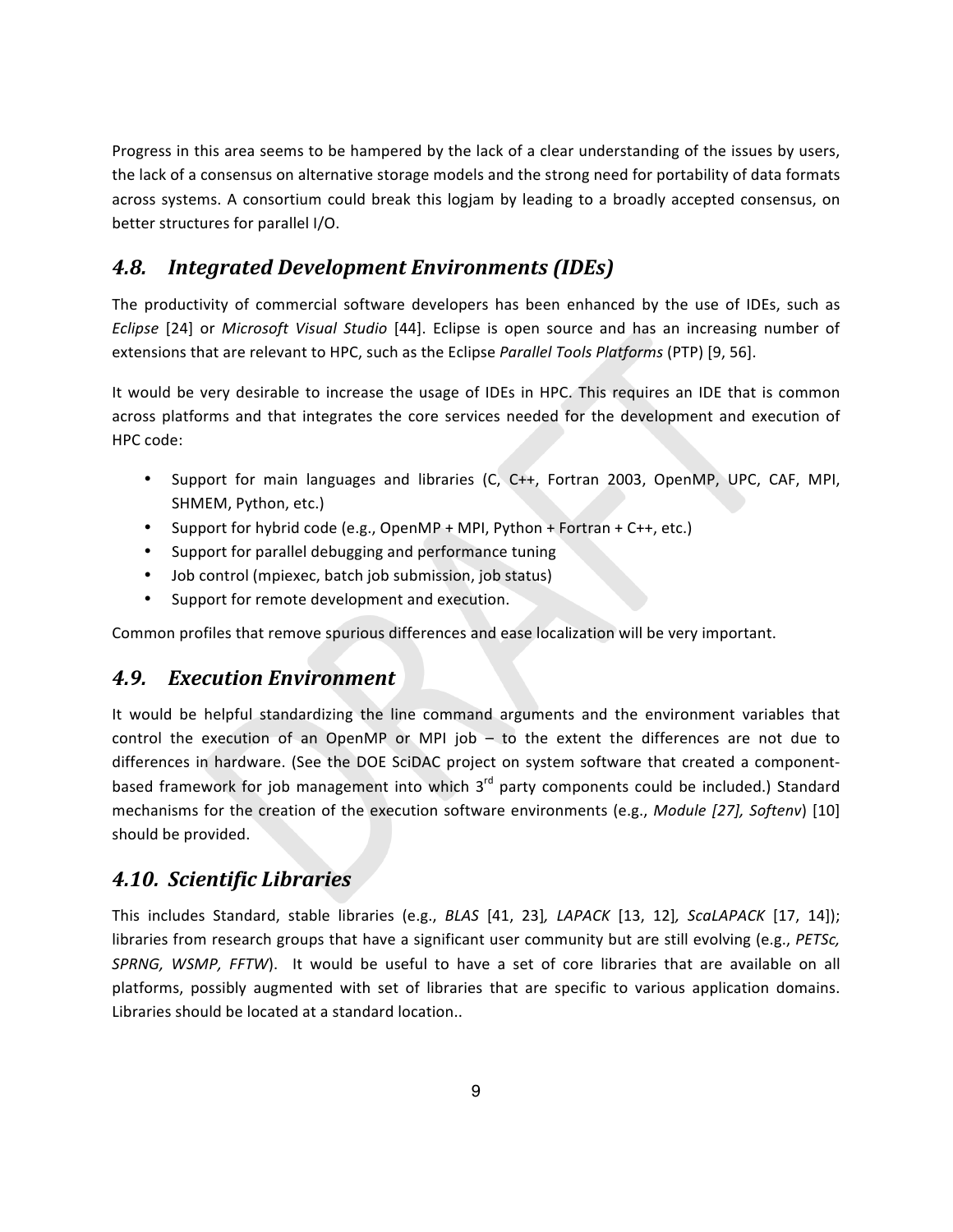Progress in this area seems to be hampered by the lack of a clear understanding of the issues by users, the lack of a consensus on alternative storage models and the strong need for portability of data formats across systems. A consortium could break this logjam by leading to a broadly accepted consensus, on better structures for parallel I/O.

## *4.8. Integrated Development Environments (IDEs)*

The productivity of commercial software developers has been enhanced by the use of IDEs, such as *Eclipse* [24] or *Microsoft Visual Studio* [44]. Eclipse is open source and has an increasing number of extensions that are relevant to HPC, such as the Eclipse *Parallel Tools Platforms* (PTP) [9, 56].

It would be very desirable to increase the usage of IDEs in HPC. This requires an IDE that is common across platforms and that integrates the core services needed for the development and execution of HPC code:

- Support for main languages and libraries (C, C++, Fortran 2003, OpenMP, UPC, CAF, MPI, SHMEM, Python, etc.)
- Support for hybrid code (e.g., OpenMP + MPI, Python + Fortran + C++, etc.)
- Support for parallel debugging and performance tuning
- Job control (mpiexec, batch job submission, job status)
- Support for remote development and execution.

Common profiles that remove spurious differences and ease localization will be very important.

## *4.9. Execution Environment*

It would be helpful standardizing the line command arguments and the environment variables that control the execution of an OpenMP or MPI job – to the extent the differences are not due to differences in hardware. (See the DOE SciDAC project on system software that created a component-based framework for job management into which 3rd party components could be included.) Standard mechanisms for the creation of the execution software environments (e.g., *Module [27], Softenv*) [10] should be provided.

## *4.10. Scientific Libraries*

This includes Standard, stable libraries (e.g., *BLAS* [41, 23]*, LAPACK* [13, 12]*, ScaLAPACK* [17, 14]); libraries from research groups that have a significant user community but are still evolving (e.g., *PETSc, SPRNG, WSMP, FFTW*). It would be useful to have a set of core libraries that are available on all platforms, possibly augmented with set of libraries that are specific to various application domains. Libraries should be located at a standard location..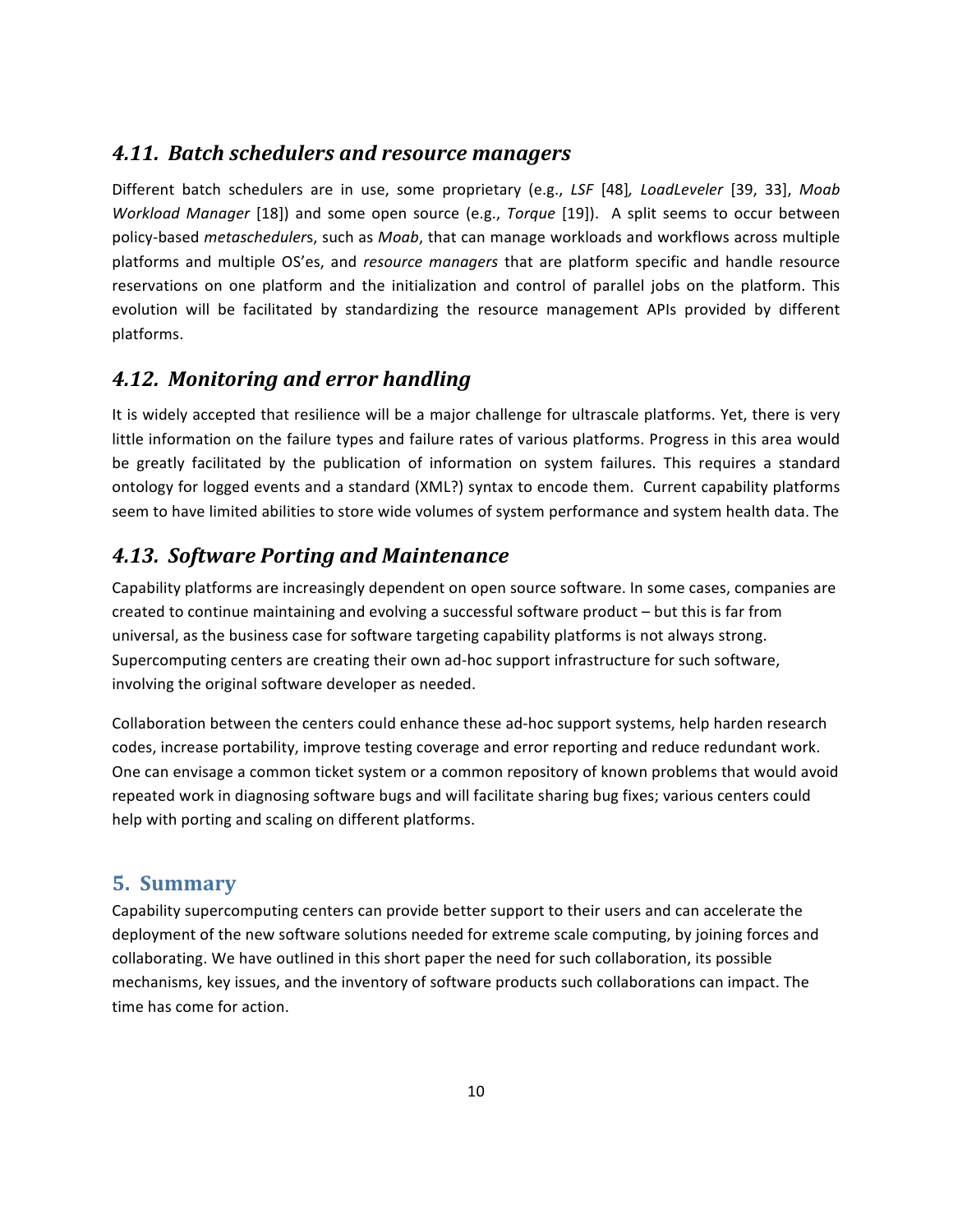## *4.11. Batch schedulers and resource managers*

Different batch schedulers are in use, some proprietary (e.g., *LSF* [48]*, LoadLeveler* [39, 33], *Moab Workload Manager* [18]) and some open source (e.g., *Torque* [19]). A split seems to occur between policy-based *metascheduler*s, such as *Moab*, that can manage workloads and workflows across multiple platforms and multiple OS'es, and *resource managers* that are platform specific and handle resource reservations on one platform and the initialization and control of parallel jobs on the platform. This evolution will be facilitated by standardizing the resource management APIs provided by different platforms.

## *4.12. Monitoring and error handling*

It is widely accepted that resilience will be a major challenge for ultrascale platforms. Yet, there is very little information on the failure types and failure rates of various platforms. Progress in this area would be greatly facilitated by the publication of information on system failures. This requires a standard ontology for logged events and a standard (XML?) syntax to encode them. Current capability platforms seem to have limited abilities to store wide volumes of system performance and system health data. The

## *4.13. Software Porting and Maintenance*

Capability platforms are increasingly dependent on open source software. In some cases, companies are created to continue maintaining and evolving a successful software product – but this is far from universal, as the business case for software targeting capability platforms is not always strong. Supercomputing centers are creating their own ad-hoc support infrastructure for such software, involving the original software developer as needed.

Collaboration between the centers could enhance these ad-hoc support systems, help harden research codes, increase portability, improve testing coverage and error reporting and reduce redundant work. One can envisage a common ticket system or a common repository of known problems that would avoid repeated work in diagnosing software bugs and will facilitate sharing bug fixes; various centers could help with porting and scaling on different platforms.

# 5. Summary

Capability supercomputing centers can provide better support to their users and can accelerate the deployment of the new software solutions needed for extreme scale computing, by joining forces and collaborating. We have outlined in this short paper the need for such collaboration, its possible mechanisms, key issues, and the inventory of software products such collaborations can impact. The time has come for action.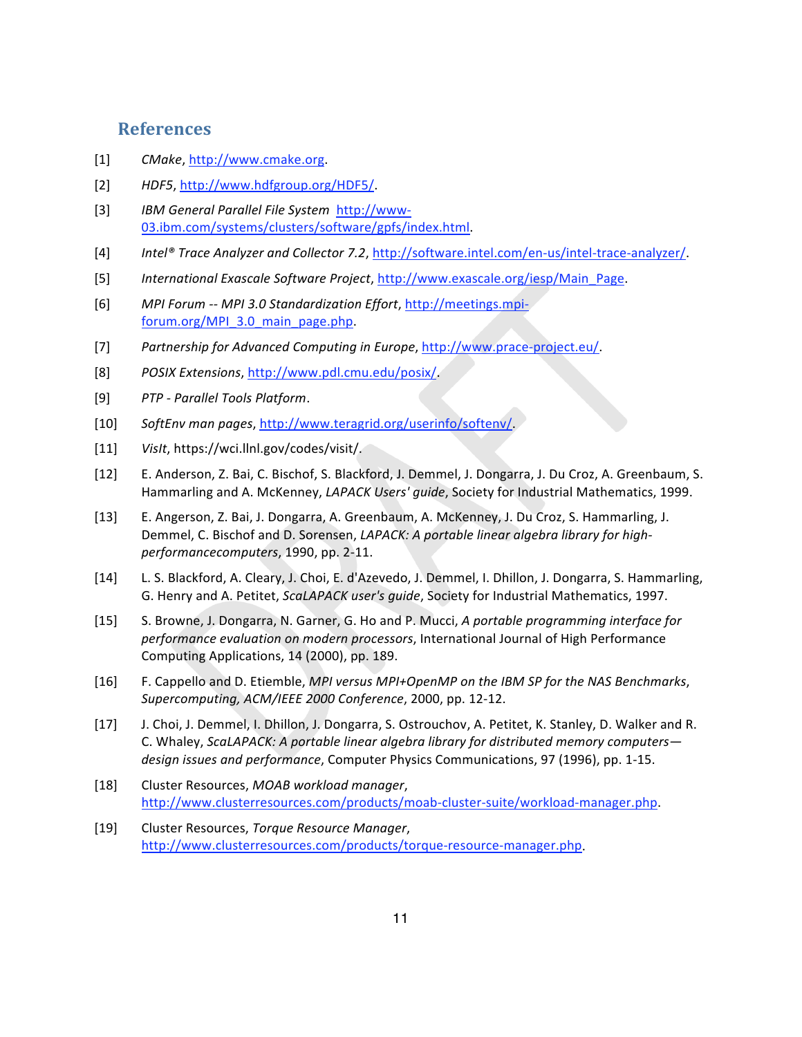## References

[1] *CMake*, http://www.cmake.org.

[2] *HDF5*, http://www.hdfgroup.org/HDF5/.

[3] *IBM General Parallel File System* http://www-03.ibm.com/systems/clusters/software/gpfs/index.html.

[4] *Intel® Trace Analyzer and Collector 7.2*, http://software.intel.com/en-us/intel-trace-analyzer/.

[5] *International Exascale Software Project*, http://www.exascale.org/iesp/Main_Page.

[6] *MPI Forum -- MPI 3.0 Standardization Effort*, http://meetings.mpi-forum.org/MPI_3.0_main_page.php.

[7] *Partnership for Advanced Computing in Europe*, http://www.prace-project.eu/.

[8] *POSIX Extensions*, http://www.pdl.cmu.edu/posix/.

[9] *PTP - Parallel Tools Platform*.

[10] *SoftEnv man pages*, http://www.teragrid.org/userinfo/softenv/.

[11] *VisIt*, https://wci.llnl.gov/codes/visit/.

[12] E. Anderson, Z. Bai, C. Bischof, S. Blackford, J. Demmel, J. Dongarra, J. Du Croz, A. Greenbaum, S. Hammarling and A. McKenney, *LAPACK Users' guide*, Society for Industrial Mathematics, 1999.

[13] E. Angerson, Z. Bai, J. Dongarra, A. Greenbaum, A. McKenney, J. Du Croz, S. Hammarling, J. Demmel, C. Bischof and D. Sorensen, *LAPACK: A portable linear algebra library for high-performancecomputers*, 1990, pp. 2-11.

[14] L. S. Blackford, A. Cleary, J. Choi, E. d'Azevedo, J. Demmel, I. Dhillon, J. Dongarra, S. Hammarling, G. Henry and A. Petitet, *ScaLAPACK user's guide*, Society for Industrial Mathematics, 1997.

[15] S. Browne, J. Dongarra, N. Garner, G. Ho and P. Mucci, *A portable programming interface for performance evaluation on modern processors*, International Journal of High Performance Computing Applications, 14 (2000), pp. 189.

[16] F. Cappello and D. Etiemble, *MPI versus MPI+OpenMP on the IBM SP for the NAS Benchmarks*, *Supercomputing, ACM/IEEE 2000 Conference*, 2000, pp. 12-12.

[17] J. Choi, J. Demmel, I. Dhillon, J. Dongarra, S. Ostrouchov, A. Petitet, K. Stanley, D. Walker and R. C. Whaley, *ScaLAPACK: A portable linear algebra library for distributed memory computers—design issues and performance*, Computer Physics Communications, 97 (1996), pp. 1-15.

[18] Cluster Resources, *MOAB workload manager*, http://www.clusterresources.com/products/moab-cluster-suite/workload-manager.php.

[19] Cluster Resources, *Torque Resource Manager*, http://www.clusterresources.com/products/torque-resource-manager.php.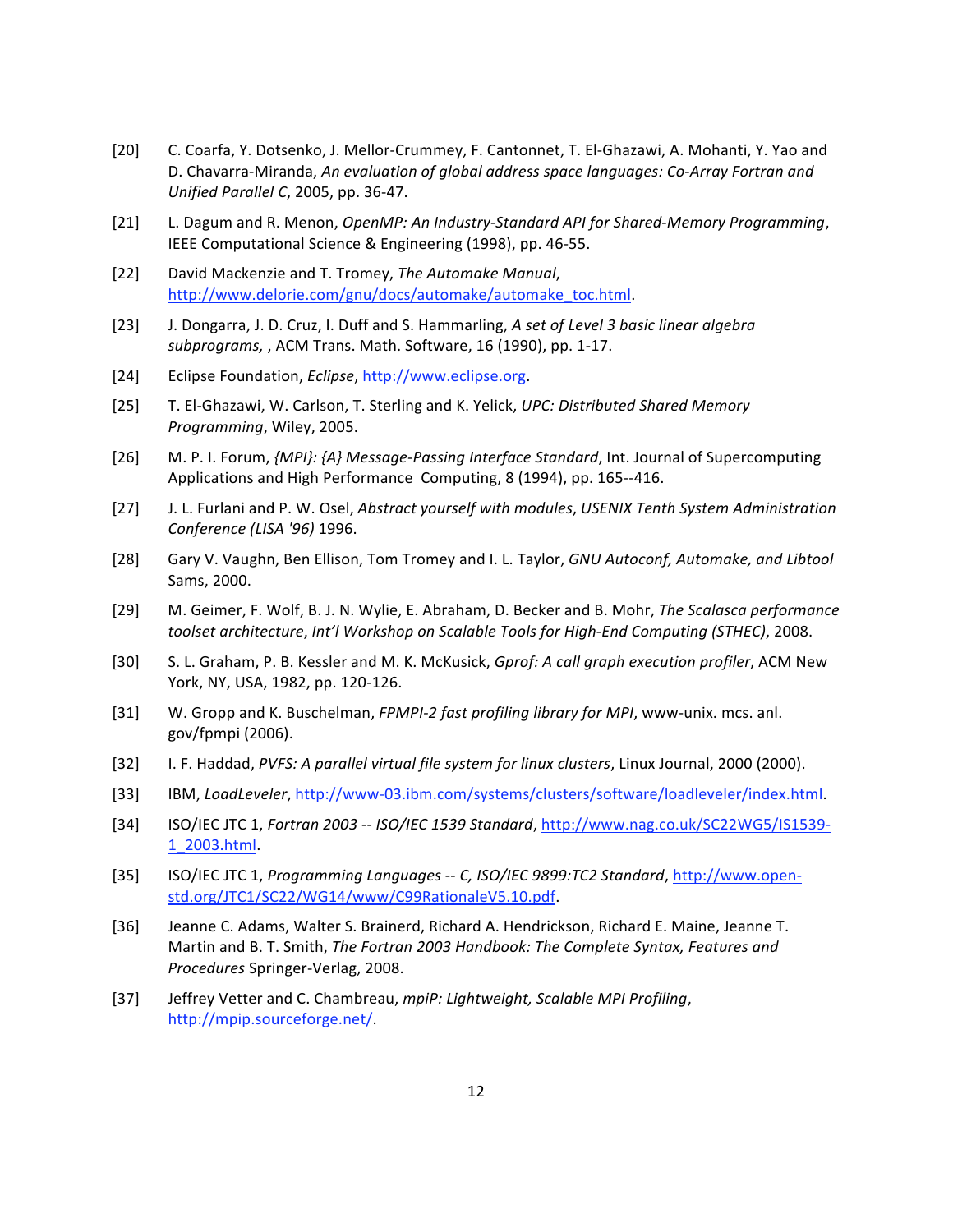[20] C. Coarfa, Y. Dotsenko, J. Mellor-Crummey, F. Cantonnet, T. El-Ghazawi, A. Mohanti, Y. Yao and D. Chavarra-Miranda, *An evaluation of global address space languages: Co-Array Fortran and Unified Parallel C*, 2005, pp. 36-47.

[21] L. Dagum and R. Menon, *OpenMP: An Industry-Standard API for Shared-Memory Programming*, IEEE Computational Science & Engineering (1998), pp. 46-55.

[22] David Mackenzie and T. Tromey, *The Automake Manual*, [http://www.delorie.com/gnu/docs/automake/automake_toc.html](http://www.delorie.com/gnu/docs/automake/automake_toc.html).

[23] J. Dongarra, J. D. Cruz, I. Duff and S. Hammarling, *A set of Level 3 basic linear algebra subprograms,* , ACM Trans. Math. Software, 16 (1990), pp. 1-17.

[24] Eclipse Foundation, *Eclipse*, [http://www.eclipse.org](http://www.eclipse.org).

[25] T. El-Ghazawi, W. Carlson, T. Sterling and K. Yelick, *UPC: Distributed Shared Memory Programming*, Wiley, 2005.

[26] M. P. I. Forum, *{MPI}: {A} Message-Passing Interface Standard*, Int. Journal of Supercomputing Applications and High Performance Computing, 8 (1994), pp. 165--416.

[27] J. L. Furlani and P. W. Osel, *Abstract yourself with modules*, *USENIX Tenth System Administration Conference (LISA '96)* 1996.

[28] Gary V. Vaughn, Ben Ellison, Tom Tromey and I. L. Taylor, *GNU Autoconf, Automake, and Libtool* Sams, 2000.

[29] M. Geimer, F. Wolf, B. J. N. Wylie, E. Abraham, D. Becker and B. Mohr, *The Scalasca performance toolset architecture*, *Int'l Workshop on Scalable Tools for High-End Computing (STHEC)*, 2008.

[30] S. L. Graham, P. B. Kessler and M. K. McKusick, *Gprof: A call graph execution profiler*, ACM New York, NY, USA, 1982, pp. 120-126.

[31] W. Gropp and K. Buschelman, *FPMPI-2 fast profiling library for MPI*, www-unix. mcs. anl. gov/fpmpi (2006).

[32] I. F. Haddad, *PVFS: A parallel virtual file system for linux clusters*, Linux Journal, 2000 (2000).

[33] IBM, *LoadLeveler*, [http://www-03.ibm.com/systems/clusters/software/loadleveler/index.html](http://www-03.ibm.com/systems/clusters/software/loadleveler/index.html).

[34] ISO/IEC JTC 1, *Fortran 2003 -- ISO/IEC 1539 Standard*, [http://www.nag.co.uk/SC22WG5/IS1539-1_2003.html](http://www.nag.co.uk/SC22WG5/IS1539-1_2003.html).

[35] ISO/IEC JTC 1, *Programming Languages -- C, ISO/IEC 9899:TC2 Standard*, [http://www.open-std.org/JTC1/SC22/WG14/www/C99RationaleV5.10.pdf](http://www.open-std.org/JTC1/SC22/WG14/www/C99RationaleV5.10.pdf).

[36] Jeanne C. Adams, Walter S. Brainerd, Richard A. Hendrickson, Richard E. Maine, Jeanne T. Martin and B. T. Smith, *The Fortran 2003 Handbook: The Complete Syntax, Features and Procedures* Springer-Verlag, 2008.

[37] Jeffrey Vetter and C. Chambreau, *mpiP: Lightweight, Scalable MPI Profiling*, [http://mpip.sourceforge.net/](http://mpip.sourceforge.net/).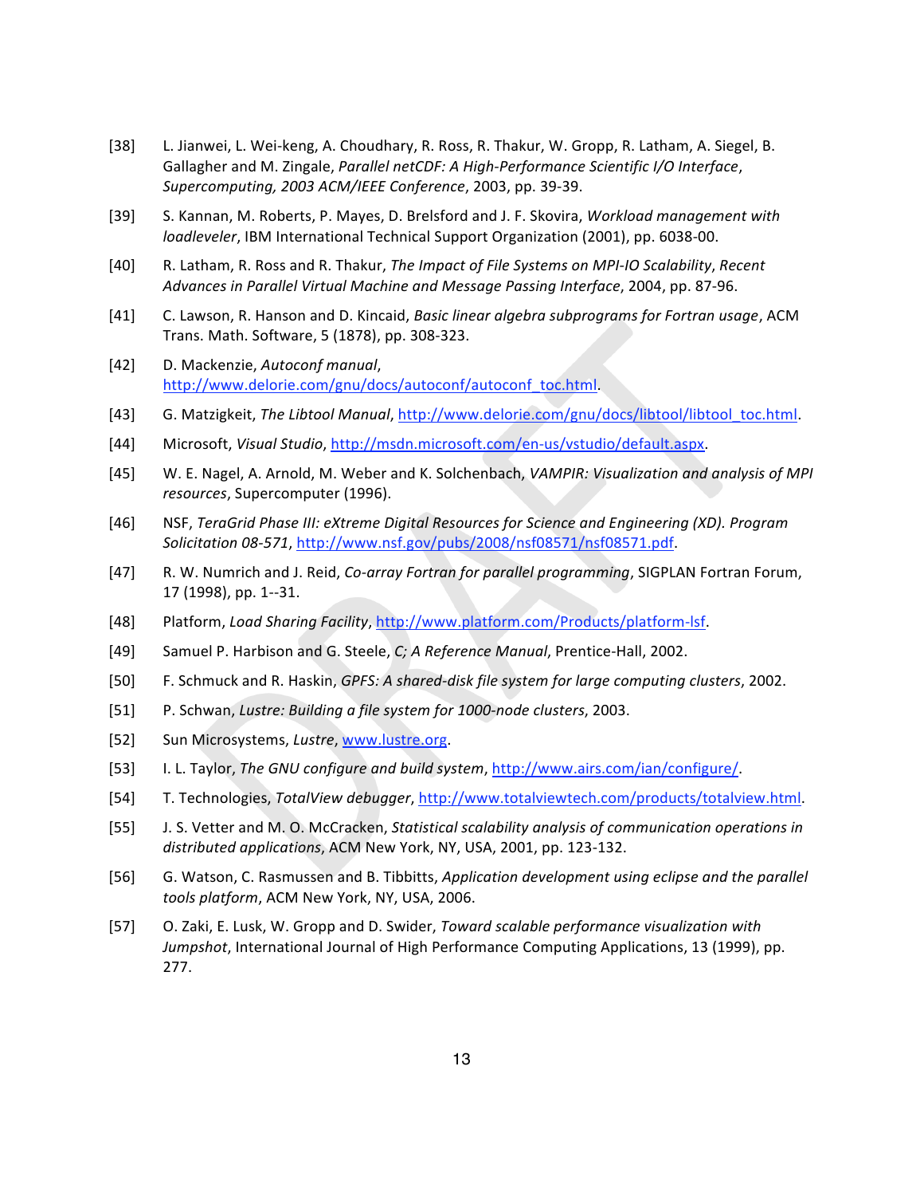[38] L. Jianwei, L. Wei-keng, A. Choudhary, R. Ross, R. Thakur, W. Gropp, R. Latham, A. Siegel, B. Gallagher and M. Zingale, *Parallel netCDF: A High-Performance Scientific I/O Interface*, *Supercomputing, 2003 ACM/IEEE Conference*, 2003, pp. 39-39.

[39] S. Kannan, M. Roberts, P. Mayes, D. Brelsford and J. F. Skovira, *Workload management with loadleveler*, IBM International Technical Support Organization (2001), pp. 6038-00.

[40] R. Latham, R. Ross and R. Thakur, *The Impact of File Systems on MPI-IO Scalability*, *Recent Advances in Parallel Virtual Machine and Message Passing Interface*, 2004, pp. 87-96.

[41] C. Lawson, R. Hanson and D. Kincaid, *Basic linear algebra subprograms for Fortran usage*, ACM Trans. Math. Software, 5 (1878), pp. 308-323.

[42] D. Mackenzie, *Autoconf manual*, http://www.delorie.com/gnu/docs/autoconf/autoconf_toc.html.

[43] G. Matzigkeit, *The Libtool Manual*, http://www.delorie.com/gnu/docs/libtool/libtool_toc.html.

[44] Microsoft, *Visual Studio*, http://msdn.microsoft.com/en-us/vstudio/default.aspx.

[45] W. E. Nagel, A. Arnold, M. Weber and K. Solchenbach, *VAMPIR: Visualization and analysis of MPI resources*, Supercomputer (1996).

[46] NSF, *TeraGrid Phase III: eXtreme Digital Resources for Science and Engineering (XD). Program Solicitation 08-571*, http://www.nsf.gov/pubs/2008/nsf08571/nsf08571.pdf.

[47] R. W. Numrich and J. Reid, *Co-array Fortran for parallel programming*, SIGPLAN Fortran Forum, 17 (1998), pp. 1--31.

[48] Platform, *Load Sharing Facility*, http://www.platform.com/Products/platform-lsf.

[49] Samuel P. Harbison and G. Steele, *C; A Reference Manual*, Prentice-Hall, 2002.

[50] F. Schmuck and R. Haskin, *GPFS: A shared-disk file system for large computing clusters*, 2002.

[51] P. Schwan, *Lustre: Building a file system for 1000-node clusters*, 2003.

[52] Sun Microsystems, *Lustre*, www.lustre.org.

[53] I. L. Taylor, *The GNU configure and build system*, http://www.airs.com/ian/configure/.

[54] T. Technologies, *TotalView debugger*, http://www.totalviewtech.com/products/totalview.html.

[55] J. S. Vetter and M. O. McCracken, *Statistical scalability analysis of communication operations in distributed applications*, ACM New York, NY, USA, 2001, pp. 123-132.

[56] G. Watson, C. Rasmussen and B. Tibbitts, *Application development using eclipse and the parallel tools platform*, ACM New York, NY, USA, 2006.

[57] O. Zaki, E. Lusk, W. Gropp and D. Swider, *Toward scalable performance visualization with Jumpshot*, International Journal of High Performance Computing Applications, 13 (1999), pp. 277.